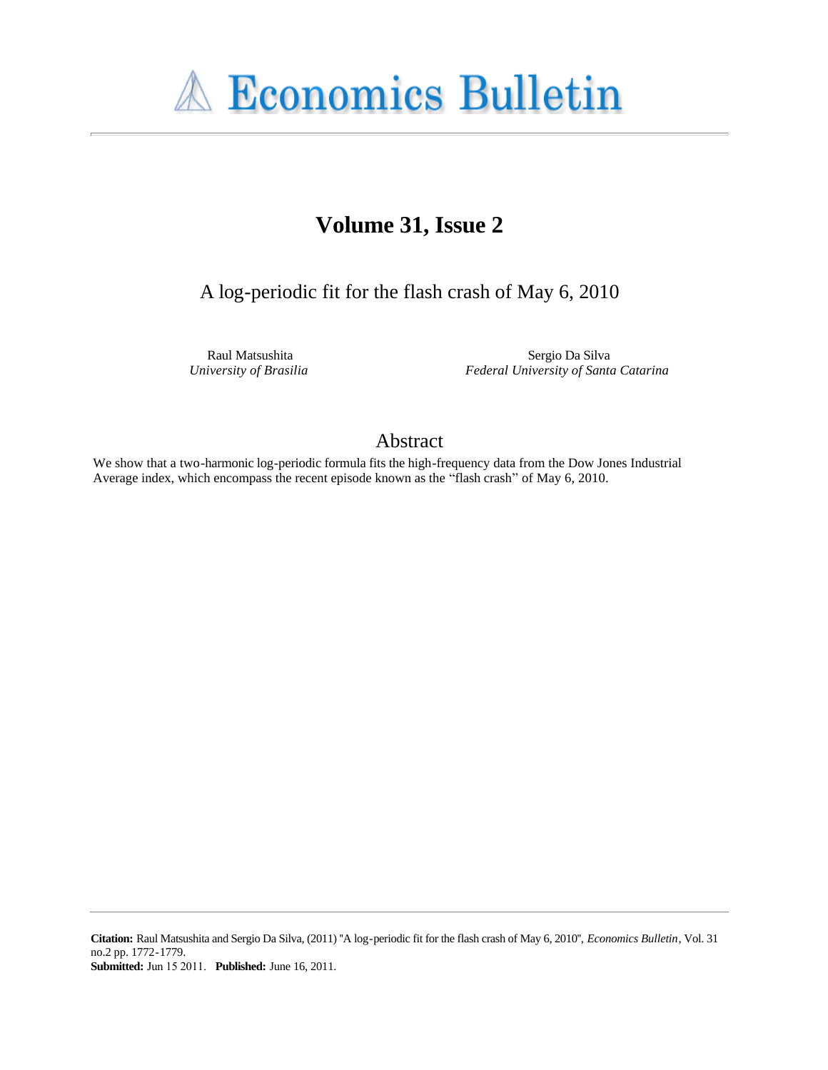# Economics Bulletin

## Volume 31, Issue 2

A log-periodic fit for the flash crash of May 6, 2010

Raul Matsushita
*University of Brasilia*

Sergio Da Silva
*Federal University of Santa Catarina*

## Abstract

We show that a two-harmonic log-periodic formula fits the high-frequency data from the Dow Jones Industrial Average index, which encompass the recent episode known as the "flash crash" of May 6, 2010.

**Citation:** Raul Matsushita and Sergio Da Silva, (2011) "A log-periodic fit for the flash crash of May 6, 2010", *Economics Bulletin*, Vol. 31 no.2 pp. 1772-1779.
**Submitted:** Jun 15 2011. **Published:** June 16, 2011.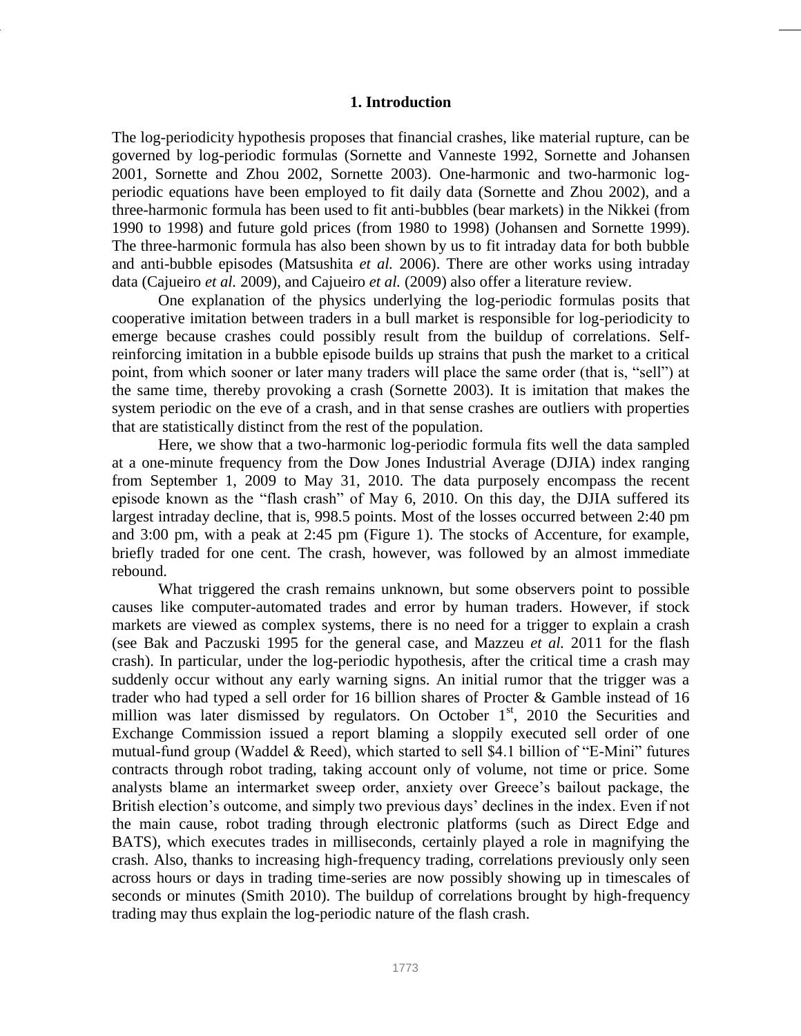## 1. Introduction

The log-periodicity hypothesis proposes that financial crashes, like material rupture, can be governed by log-periodic formulas (Sornette and Vanneste 1992, Sornette and Johansen 2001, Sornette and Zhou 2002, Sornette 2003). One-harmonic and two-harmonic log-periodic equations have been employed to fit daily data (Sornette and Zhou 2002), and a three-harmonic formula has been used to fit anti-bubbles (bear markets) in the Nikkei (from 1990 to 1998) and future gold prices (from 1980 to 1998) (Johansen and Sornette 1999). The three-harmonic formula has also been shown by us to fit intraday data for both bubble and anti-bubble episodes (Matsushita *et al.* 2006). There are other works using intraday data (Cajueiro *et al.* 2009), and Cajueiro *et al.* (2009) also offer a literature review.

One explanation of the physics underlying the log-periodic formulas posits that cooperative imitation between traders in a bull market is responsible for log-periodicity to emerge because crashes could possibly result from the buildup of correlations. Self-reinforcing imitation in a bubble episode builds up strains that push the market to a critical point, from which sooner or later many traders will place the same order (that is, "sell") at the same time, thereby provoking a crash (Sornette 2003). It is imitation that makes the system periodic on the eve of a crash, and in that sense crashes are outliers with properties that are statistically distinct from the rest of the population.

Here, we show that a two-harmonic log-periodic formula fits well the data sampled at a one-minute frequency from the Dow Jones Industrial Average (DJIA) index ranging from September 1, 2009 to May 31, 2010. The data purposely encompass the recent episode known as the "flash crash" of May 6, 2010. On this day, the DJIA suffered its largest intraday decline, that is, 998.5 points. Most of the losses occurred between 2:40 pm and 3:00 pm, with a peak at 2:45 pm (Figure 1). The stocks of Accenture, for example, briefly traded for one cent. The crash, however, was followed by an almost immediate rebound.

What triggered the crash remains unknown, but some observers point to possible causes like computer-automated trades and error by human traders. However, if stock markets are viewed as complex systems, there is no need for a trigger to explain a crash (see Bak and Paczuski 1995 for the general case, and Mazzeu *et al.* 2011 for the flash crash). In particular, under the log-periodic hypothesis, after the critical time a crash may suddenly occur without any early warning signs. An initial rumor that the trigger was a trader who had typed a sell order for 16 billion shares of Procter & Gamble instead of 16 million was later dismissed by regulators. On October 1st, 2010 the Securities and Exchange Commission issued a report blaming a sloppily executed sell order of one mutual-fund group (Waddel & Reed), which started to sell \$4.1 billion of "E-Mini" futures contracts through robot trading, taking account only of volume, not time or price. Some analysts blame an intermarket sweep order, anxiety over Greece's bailout package, the British election's outcome, and simply two previous days' declines in the index. Even if not the main cause, robot trading through electronic platforms (such as Direct Edge and BATS), which executes trades in milliseconds, certainly played a role in magnifying the crash. Also, thanks to increasing high-frequency trading, correlations previously only seen across hours or days in trading time-series are now possibly showing up in timescales of seconds or minutes (Smith 2010). The buildup of correlations brought by high-frequency trading may thus explain the log-periodic nature of the flash crash.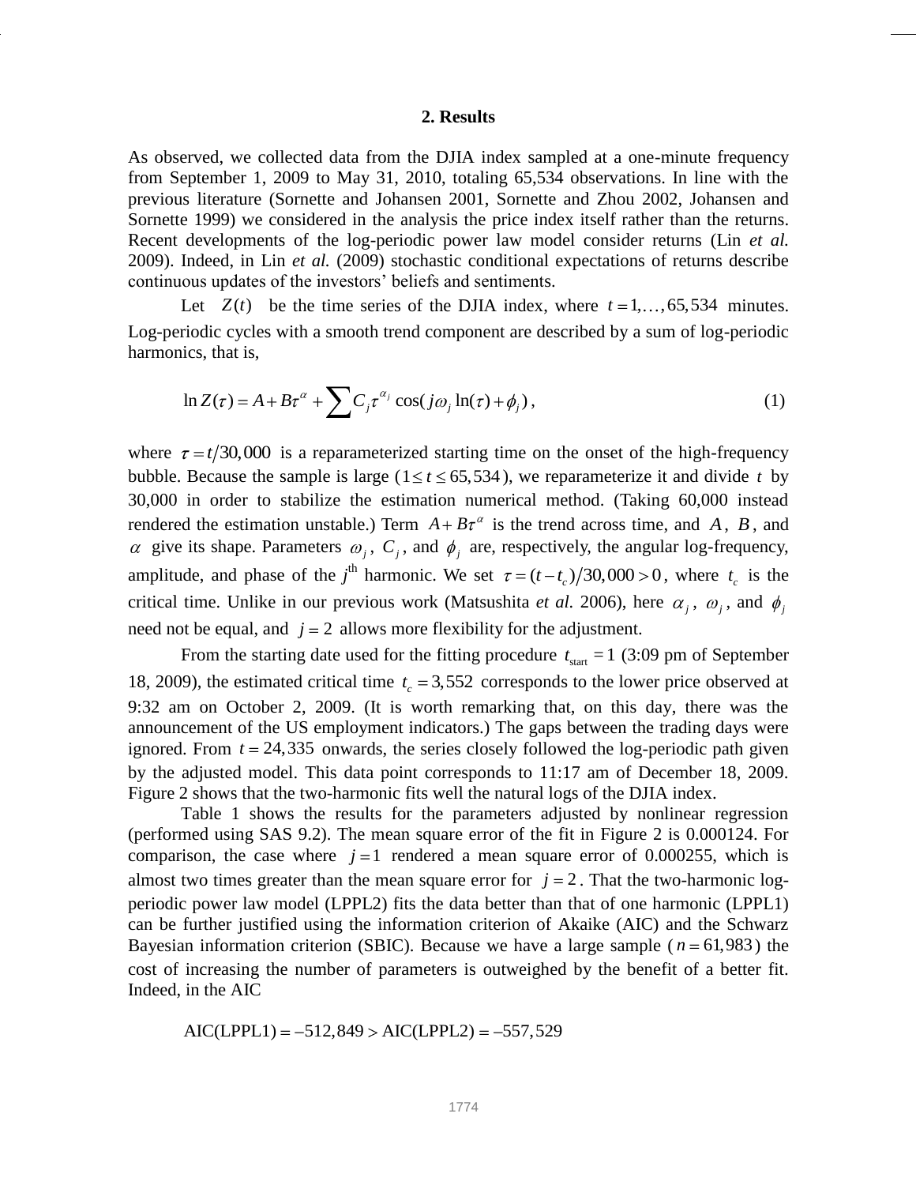## 2. Results

As observed, we collected data from the DJIA index sampled at a one-minute frequency from September 1, 2009 to May 31, 2010, totaling 65,534 observations. In line with the previous literature (Sornette and Johansen 2001, Sornette and Zhou 2002, Johansen and Sornette 1999) we considered in the analysis the price index itself rather than the returns. Recent developments of the log-periodic power law model consider returns (Lin *et al.* 2009). Indeed, in Lin *et al.* (2009) stochastic conditional expectations of returns describe continuous updates of the investors' beliefs and sentiments.

Let $Z(t)$ be the time series of the DJIA index, where $t = 1, \ldots, 65{,}534$ minutes. Log-periodic cycles with a smooth trend component are described by a sum of log-periodic harmonics, that is,

$$\ln Z(\tau) = A + B\tau^{\alpha} + \sum C_j \tau^{\alpha_j} \cos(j\omega_j \ln(\tau) + \phi_j), \tag{1}$$

where $\tau = t/30{,}000$ is a reparameterized starting time on the onset of the high-frequency bubble. Because the sample is large ($1 \le t \le 65{,}534$), we reparameterize it and divide $t$ by 30,000 in order to stabilize the estimation numerical method. (Taking 60,000 instead rendered the estimation unstable.) Term $A + B\tau^{\alpha}$ is the trend across time, and $A$, $B$, and $\alpha$ give its shape. Parameters $\omega_j$, $C_j$, and $\phi_j$ are, respectively, the angular log-frequency, amplitude, and phase of the $j^{\text{th}}$ harmonic. We set $\tau = (t - t_c)/30{,}000 > 0$, where $t_c$ is the critical time. Unlike in our previous work (Matsushita *et al.* 2006), here $\alpha_j$, $\omega_j$, and $\phi_j$ need not be equal, and $j = 2$ allows more flexibility for the adjustment.

From the starting date used for the fitting procedure $t_{\text{start}} = 1$ (3:09 pm of September 18, 2009), the estimated critical time $t_c = 3{,}552$ corresponds to the lower price observed at 9:32 am on October 2, 2009. (It is worth remarking that, on this day, there was the announcement of the US employment indicators.) The gaps between the trading days were ignored. From $t = 24{,}335$ onwards, the series closely followed the log-periodic path given by the adjusted model. This data point corresponds to 11:17 am of December 18, 2009. Figure 2 shows that the two-harmonic fits well the natural logs of the DJIA index.

Table 1 shows the results for the parameters adjusted by nonlinear regression (performed using SAS 9.2). The mean square error of the fit in Figure 2 is 0.000124. For comparison, the case where $j = 1$ rendered a mean square error of 0.000255, which is almost two times greater than the mean square error for $j = 2$. That the two-harmonic log-periodic power law model (LPPL2) fits the data better than that of one harmonic (LPPL1) can be further justified using the information criterion of Akaike (AIC) and the Schwarz Bayesian information criterion (SBIC). Because we have a large sample ($n = 61{,}983$) the cost of increasing the number of parameters is outweighed by the benefit of a better fit. Indeed, in the AIC

$$\text{AIC(LPPL1)} = -512{,}849 > \text{AIC(LPPL2)} = -557{,}529$$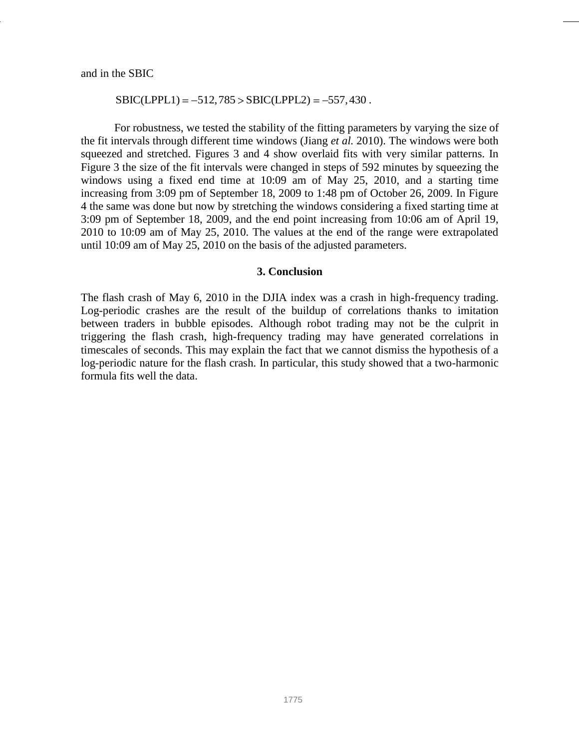and in the SBIC

$$\text{SBIC(LPPL1)} = -512,785 > \text{SBIC(LPPL2)} = -557,430 .$$

For robustness, we tested the stability of the fitting parameters by varying the size of the fit intervals through different time windows (Jiang *et al.* 2010). The windows were both squeezed and stretched. Figures 3 and 4 show overlaid fits with very similar patterns. In Figure 3 the size of the fit intervals were changed in steps of 592 minutes by squeezing the windows using a fixed end time at 10:09 am of May 25, 2010, and a starting time increasing from 3:09 pm of September 18, 2009 to 1:48 pm of October 26, 2009. In Figure 4 the same was done but now by stretching the windows considering a fixed starting time at 3:09 pm of September 18, 2009, and the end point increasing from 10:06 am of April 19, 2010 to 10:09 am of May 25, 2010. The values at the end of the range were extrapolated until 10:09 am of May 25, 2010 on the basis of the adjusted parameters.

## 3. Conclusion

The flash crash of May 6, 2010 in the DJIA index was a crash in high-frequency trading. Log-periodic crashes are the result of the buildup of correlations thanks to imitation between traders in bubble episodes. Although robot trading may not be the culprit in triggering the flash crash, high-frequency trading may have generated correlations in timescales of seconds. This may explain the fact that we cannot dismiss the hypothesis of a log-periodic nature for the flash crash. In particular, this study showed that a two-harmonic formula fits well the data.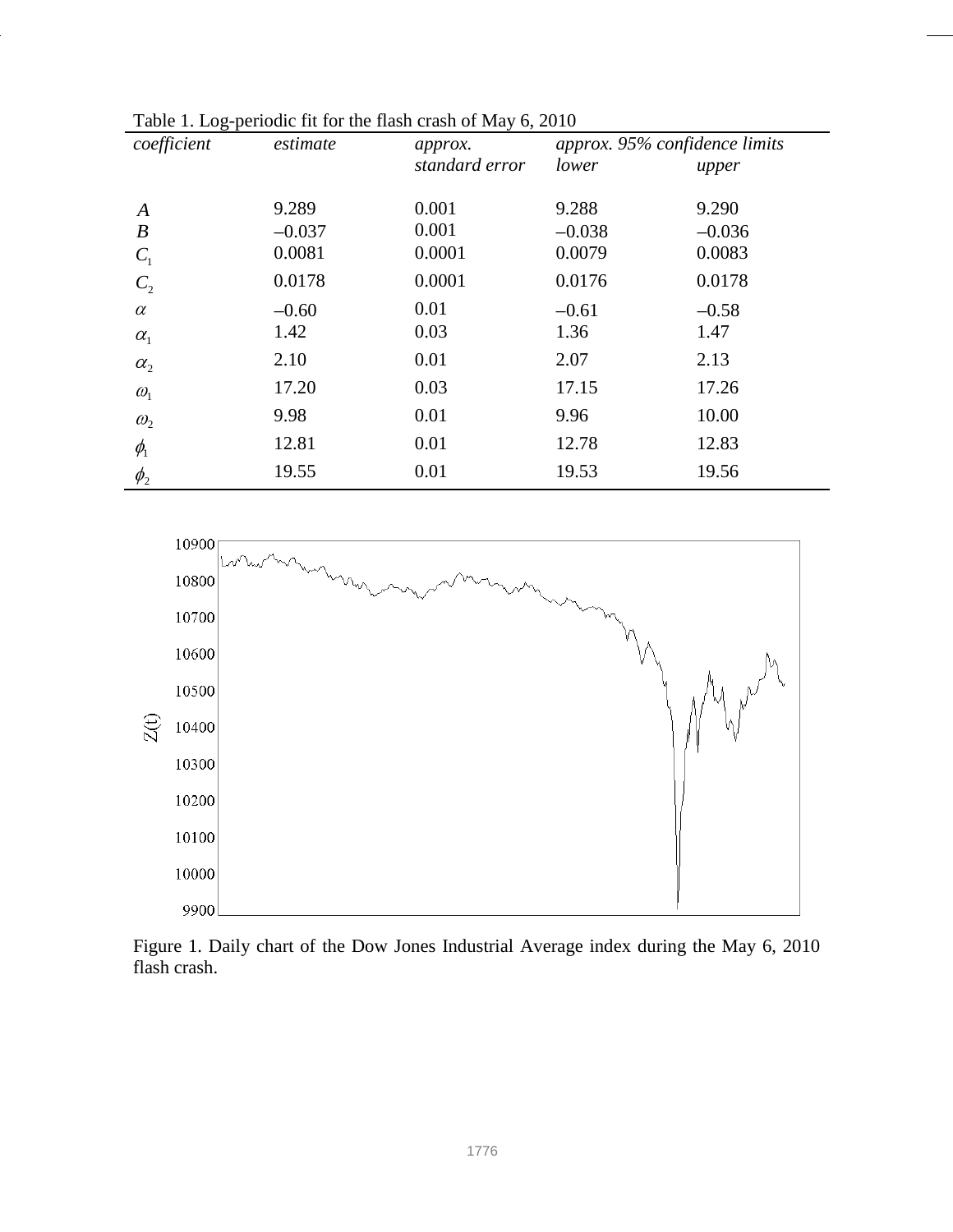Table 1. Log-periodic fit for the flash crash of May 6, 2010

| *coefficient* | *estimate* | *approx. standard error* | *approx. 95% confidence limits* | |
|---|---|---|---|---|
| | | | *lower* | *upper* |
| $A$ | 9.289 | 0.001 | 9.288 | 9.290 |
| $B$ | –0.037 | 0.001 | –0.038 | –0.036 |
| $C_1$ | 0.0081 | 0.0001 | 0.0079 | 0.0083 |
| $C_2$ | 0.0178 | 0.0001 | 0.0176 | 0.0178 |
| $\alpha$ | –0.60 | 0.01 | –0.61 | –0.58 |
| $\alpha_1$ | 1.42 | 0.03 | 1.36 | 1.47 |
| $\alpha_2$ | 2.10 | 0.01 | 2.07 | 2.13 |
| $\omega_1$ | 17.20 | 0.03 | 17.15 | 17.26 |
| $\omega_2$ | 9.98 | 0.01 | 9.96 | 10.00 |
| $\phi_1$ | 12.81 | 0.01 | 12.78 | 12.83 |
| $\phi_2$ | 19.55 | 0.01 | 19.53 | 19.56 |

Figure 1. Daily chart of the Dow Jones Industrial Average index during the May 6, 2010 flash crash.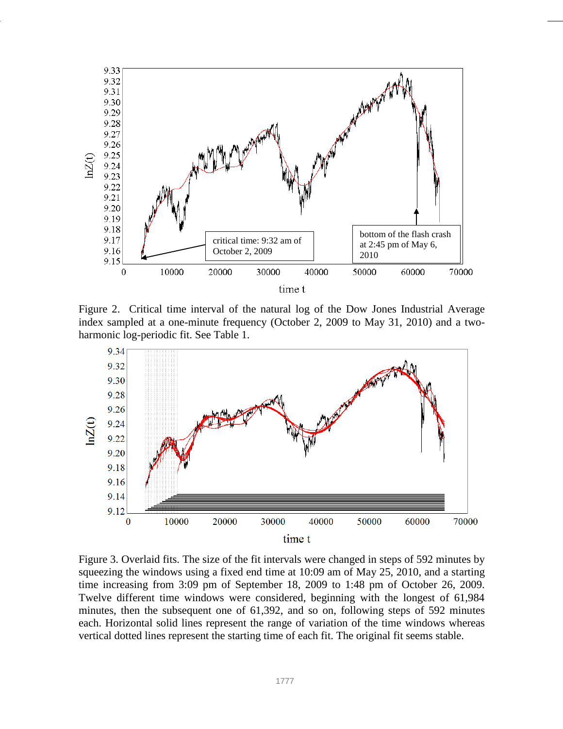Figure 2. Critical time interval of the natural log of the Dow Jones Industrial Average index sampled at a one-minute frequency (October 2, 2009 to May 31, 2010) and a two-harmonic log-periodic fit. See Table 1.

Figure 3. Overlaid fits. The size of the fit intervals were changed in steps of 592 minutes by squeezing the windows using a fixed end time at 10:09 am of May 25, 2010, and a starting time increasing from 3:09 pm of September 18, 2009 to 1:48 pm of October 26, 2009. Twelve different time windows were considered, beginning with the longest of 61,984 minutes, then the subsequent one of 61,392, and so on, following steps of 592 minutes each. Horizontal solid lines represent the range of variation of the time windows whereas vertical dotted lines represent the starting time of each fit. The original fit seems stable.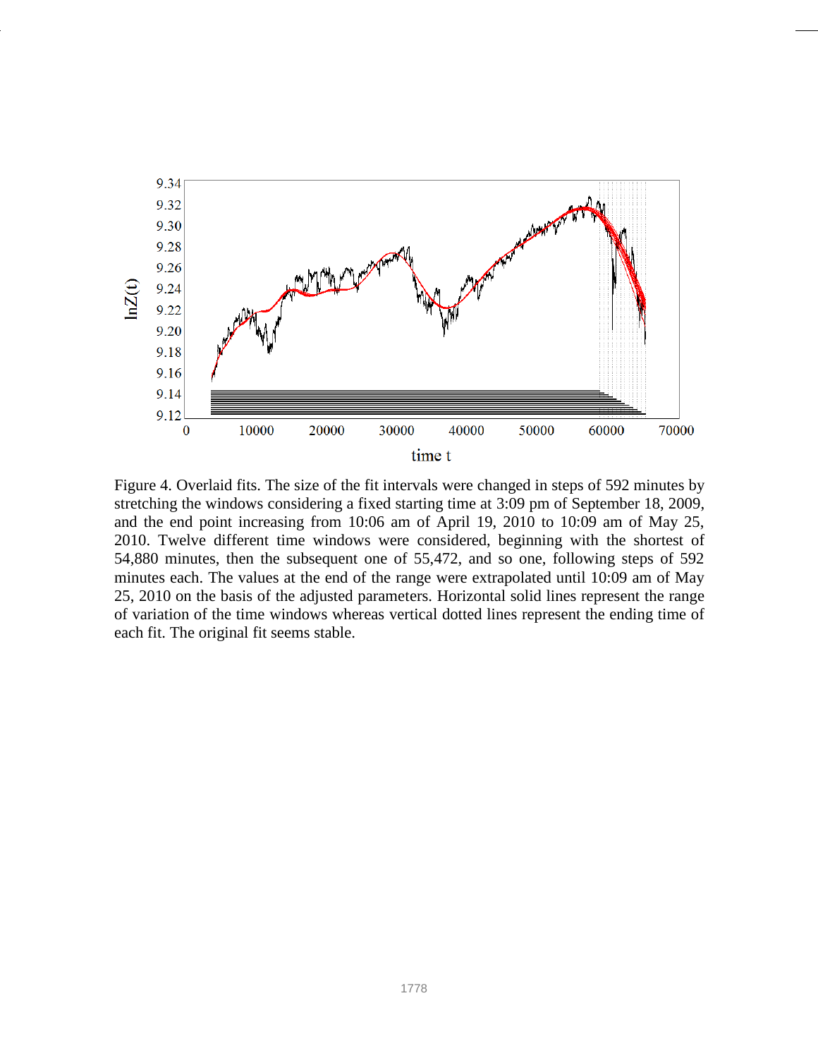Figure 4. Overlaid fits. The size of the fit intervals were changed in steps of 592 minutes by stretching the windows considering a fixed starting time at 3:09 pm of September 18, 2009, and the end point increasing from 10:06 am of April 19, 2010 to 10:09 am of May 25, 2010. Twelve different time windows were considered, beginning with the shortest of 54,880 minutes, then the subsequent one of 55,472, and so one, following steps of 592 minutes each. The values at the end of the range were extrapolated until 10:09 am of May 25, 2010 on the basis of the adjusted parameters. Horizontal solid lines represent the range of variation of the time windows whereas vertical dotted lines represent the ending time of each fit. The original fit seems stable.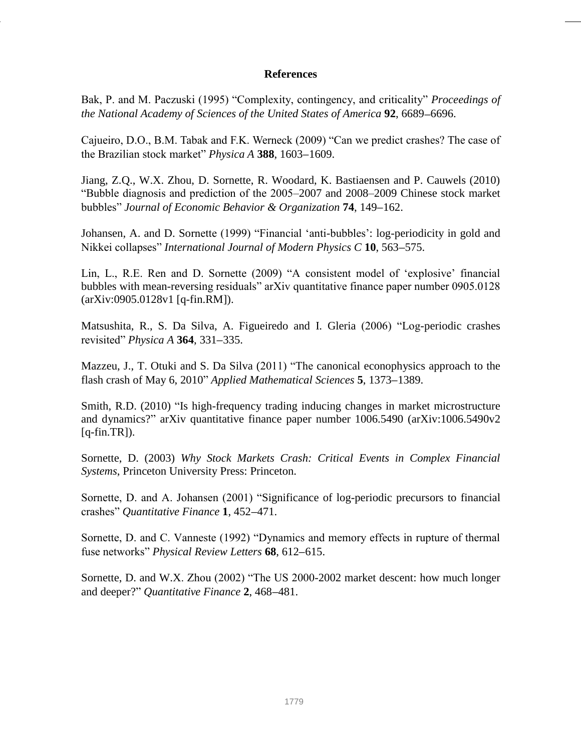## References

Bak, P. and M. Paczuski (1995) "Complexity, contingency, and criticality" *Proceedings of the National Academy of Sciences of the United States of America* **92**, 6689–6696.

Cajueiro, D.O., B.M. Tabak and F.K. Werneck (2009) "Can we predict crashes? The case of the Brazilian stock market" *Physica A* **388**, 1603–1609.

Jiang, Z.Q., W.X. Zhou, D. Sornette, R. Woodard, K. Bastiaensen and P. Cauwels (2010) "Bubble diagnosis and prediction of the 2005–2007 and 2008–2009 Chinese stock market bubbles" *Journal of Economic Behavior & Organization* **74**, 149–162.

Johansen, A. and D. Sornette (1999) "Financial 'anti-bubbles': log-periodicity in gold and Nikkei collapses" *International Journal of Modern Physics C* **10**, 563–575.

Lin, L., R.E. Ren and D. Sornette (2009) "A consistent model of 'explosive' financial bubbles with mean-reversing residuals" arXiv quantitative finance paper number 0905.0128 (arXiv:0905.0128v1 [q-fin.RM]).

Matsushita, R., S. Da Silva, A. Figueiredo and I. Gleria (2006) "Log-periodic crashes revisited" *Physica A* **364**, 331–335.

Mazzeu, J., T. Otuki and S. Da Silva (2011) "The canonical econophysics approach to the flash crash of May 6, 2010" *Applied Mathematical Sciences* **5**, 1373–1389.

Smith, R.D. (2010) "Is high-frequency trading inducing changes in market microstructure and dynamics?" arXiv quantitative finance paper number 1006.5490 (arXiv:1006.5490v2 [q-fin.TR]).

Sornette, D. (2003) *Why Stock Markets Crash: Critical Events in Complex Financial Systems*, Princeton University Press: Princeton.

Sornette, D. and A. Johansen (2001) "Significance of log-periodic precursors to financial crashes" *Quantitative Finance* **1**, 452–471.

Sornette, D. and C. Vanneste (1992) "Dynamics and memory effects in rupture of thermal fuse networks" *Physical Review Letters* **68**, 612–615.

Sornette, D. and W.X. Zhou (2002) "The US 2000-2002 market descent: how much longer and deeper?" *Quantitative Finance* **2**, 468–481.